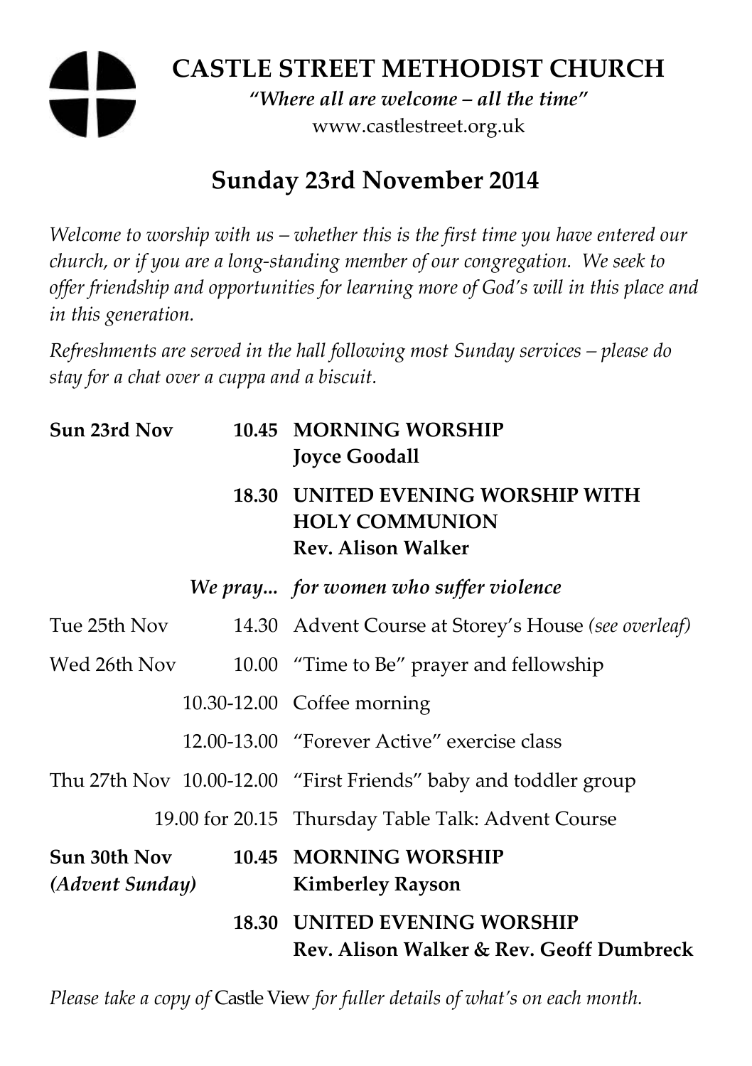# CASTLE STREET METHODIST CHURCH

*"Where all are welcome – all the time"*

www.castlestreet.org.uk

## Sunday 23rd November 2014

*Welcome to worship with us – whether this is the first time you have entered our church, or if you are a long-standing member of our congregation. We seek to offer friendship and opportunities for learning more of God's will in this place and in this generation.*

*Refreshments are served in the hall following most Sunday services – please do stay for a chat over a cuppa and a biscuit.*

| | | |
|---|---|---|
| **Sun 23rd Nov** | **10.45** | **MORNING WORSHIP** **Joyce Goodall** |
| | **18.30** | **UNITED EVENING WORSHIP WITH HOLY COMMUNION** **Rev. Alison Walker** |
| | ***We pray...*** | ***for women who suffer violence*** |
| Tue 25th Nov | 14.30 | Advent Course at Storey's House *(see overleaf)* |
| Wed 26th Nov | 10.00 | "Time to Be" prayer and fellowship |
| | 10.30-12.00 | Coffee morning |
| | 12.00-13.00 | "Forever Active" exercise class |
| Thu 27th Nov | 10.00-12.00 | "First Friends" baby and toddler group |
| | 19.00 for 20.15 | Thursday Table Talk: Advent Course |
| **Sun 30th Nov** ***(Advent Sunday)*** | **10.45** | **MORNING WORSHIP** **Kimberley Rayson** |
| | **18.30** | **UNITED EVENING WORSHIP** **Rev. Alison Walker & Rev. Geoff Dumbreck** |

*Please take a copy of* Castle View *for fuller details of what's on each month.*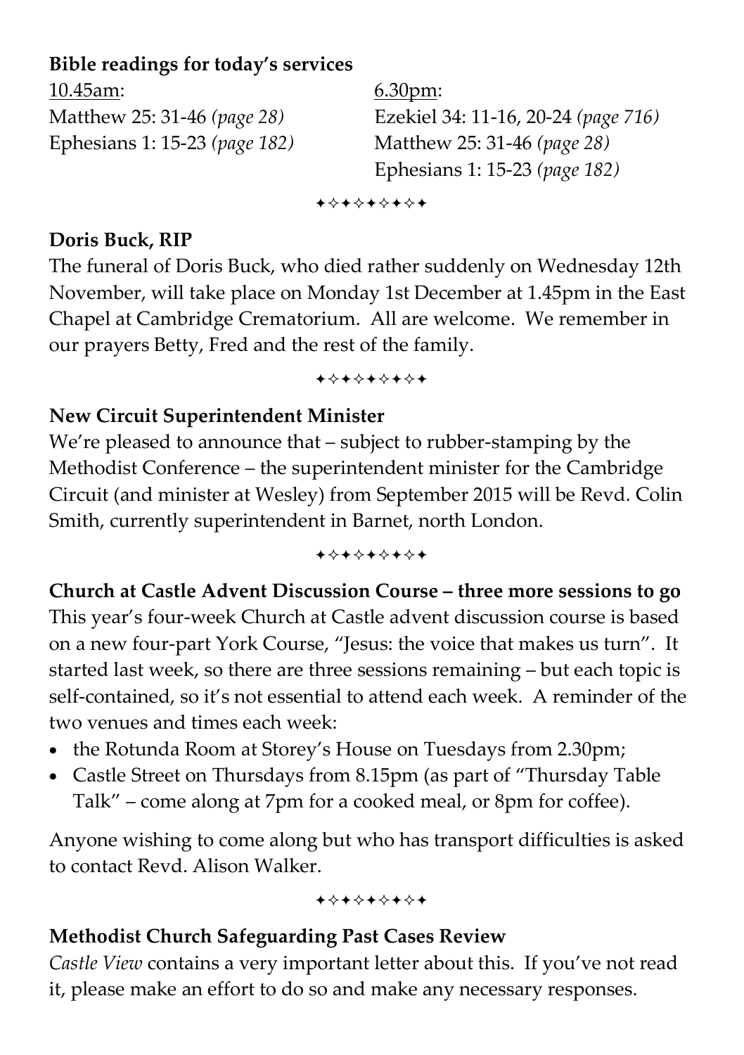**Bible readings for today's services**

10.45am:
Matthew 25: 31-46 *(page 28)*
Ephesians 1: 15-23 *(page 182)*

6.30pm:
Ezekiel 34: 11-16, 20-24 *(page 716)*
Matthew 25: 31-46 *(page 28)*
Ephesians 1: 15-23 *(page 182)*

✦✧✦✧✦✧✦✧✦

**Doris Buck, RIP**

The funeral of Doris Buck, who died rather suddenly on Wednesday 12th November, will take place on Monday 1st December at 1.45pm in the East Chapel at Cambridge Crematorium. All are welcome. We remember in our prayers Betty, Fred and the rest of the family.

✦✧✦✧✦✧✦✧✦

**New Circuit Superintendent Minister**

We're pleased to announce that – subject to rubber-stamping by the Methodist Conference – the superintendent minister for the Cambridge Circuit (and minister at Wesley) from September 2015 will be Revd. Colin Smith, currently superintendent in Barnet, north London.

✦✧✦✧✦✧✦✧✦

**Church at Castle Advent Discussion Course – three more sessions to go**

This year's four-week Church at Castle advent discussion course is based on a new four-part York Course, "Jesus: the voice that makes us turn". It started last week, so there are three sessions remaining – but each topic is self-contained, so it's not essential to attend each week. A reminder of the two venues and times each week:

- the Rotunda Room at Storey's House on Tuesdays from 2.30pm;
- Castle Street on Thursdays from 8.15pm (as part of "Thursday Table Talk" – come along at 7pm for a cooked meal, or 8pm for coffee).

Anyone wishing to come along but who has transport difficulties is asked to contact Revd. Alison Walker.

✦✧✦✧✦✧✦✧✦

**Methodist Church Safeguarding Past Cases Review**

*Castle View* contains a very important letter about this. If you've not read it, please make an effort to do so and make any necessary responses.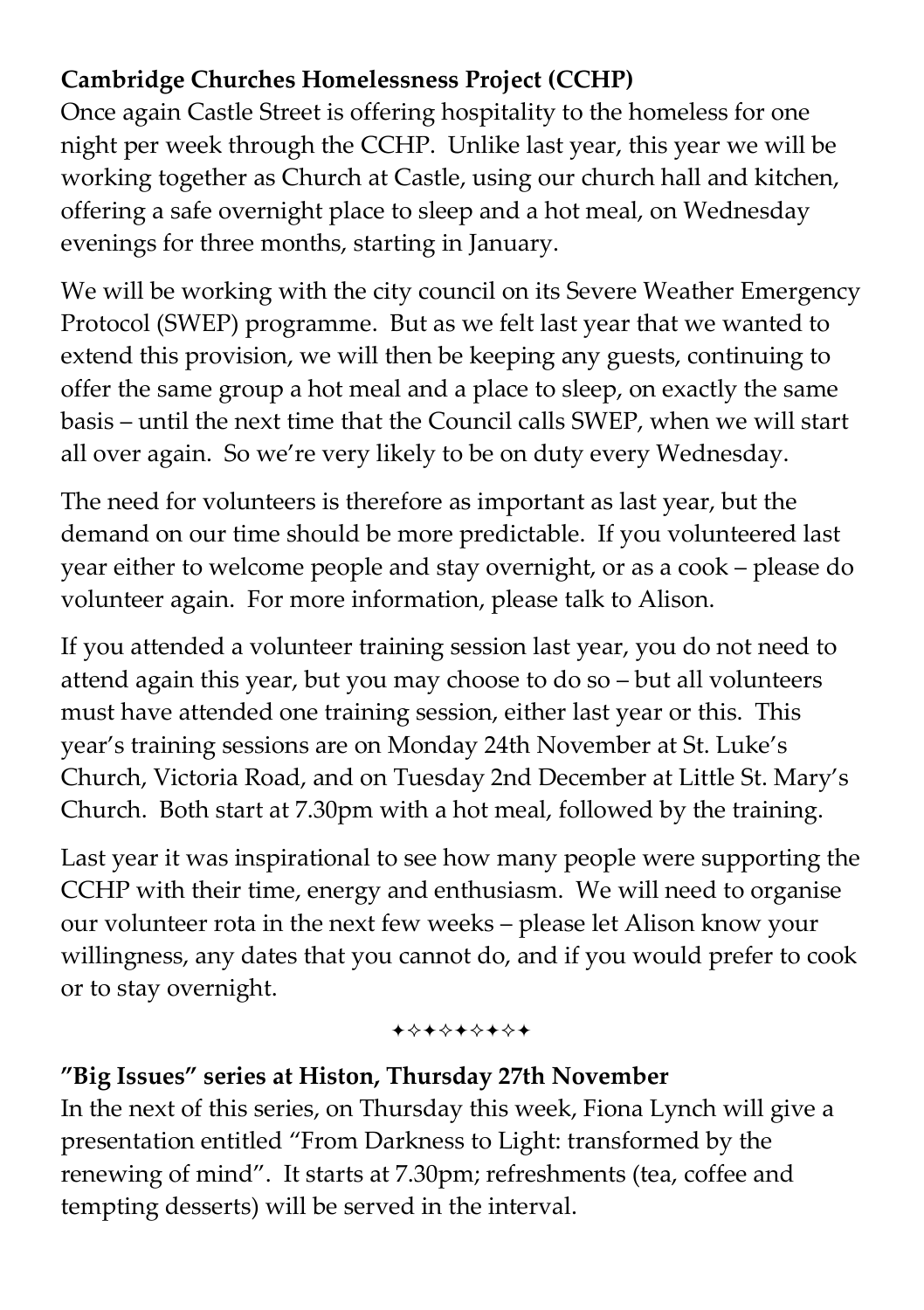**Cambridge Churches Homelessness Project (CCHP)**

Once again Castle Street is offering hospitality to the homeless for one night per week through the CCHP. Unlike last year, this year we will be working together as Church at Castle, using our church hall and kitchen, offering a safe overnight place to sleep and a hot meal, on Wednesday evenings for three months, starting in January.

We will be working with the city council on its Severe Weather Emergency Protocol (SWEP) programme. But as we felt last year that we wanted to extend this provision, we will then be keeping any guests, continuing to offer the same group a hot meal and a place to sleep, on exactly the same basis – until the next time that the Council calls SWEP, when we will start all over again. So we're very likely to be on duty every Wednesday.

The need for volunteers is therefore as important as last year, but the demand on our time should be more predictable. If you volunteered last year either to welcome people and stay overnight, or as a cook – please do volunteer again. For more information, please talk to Alison.

If you attended a volunteer training session last year, you do not need to attend again this year, but you may choose to do so – but all volunteers must have attended one training session, either last year or this. This year's training sessions are on Monday 24th November at St. Luke's Church, Victoria Road, and on Tuesday 2nd December at Little St. Mary's Church. Both start at 7.30pm with a hot meal, followed by the training.

Last year it was inspirational to see how many people were supporting the CCHP with their time, energy and enthusiasm. We will need to organise our volunteer rota in the next few weeks – please let Alison know your willingness, any dates that you cannot do, and if you would prefer to cook or to stay overnight.

✦✧✦✧✦✧✦✧✦

**"Big Issues" series at Histon, Thursday 27th November**

In the next of this series, on Thursday this week, Fiona Lynch will give a presentation entitled "From Darkness to Light: transformed by the renewing of mind". It starts at 7.30pm; refreshments (tea, coffee and tempting desserts) will be served in the interval.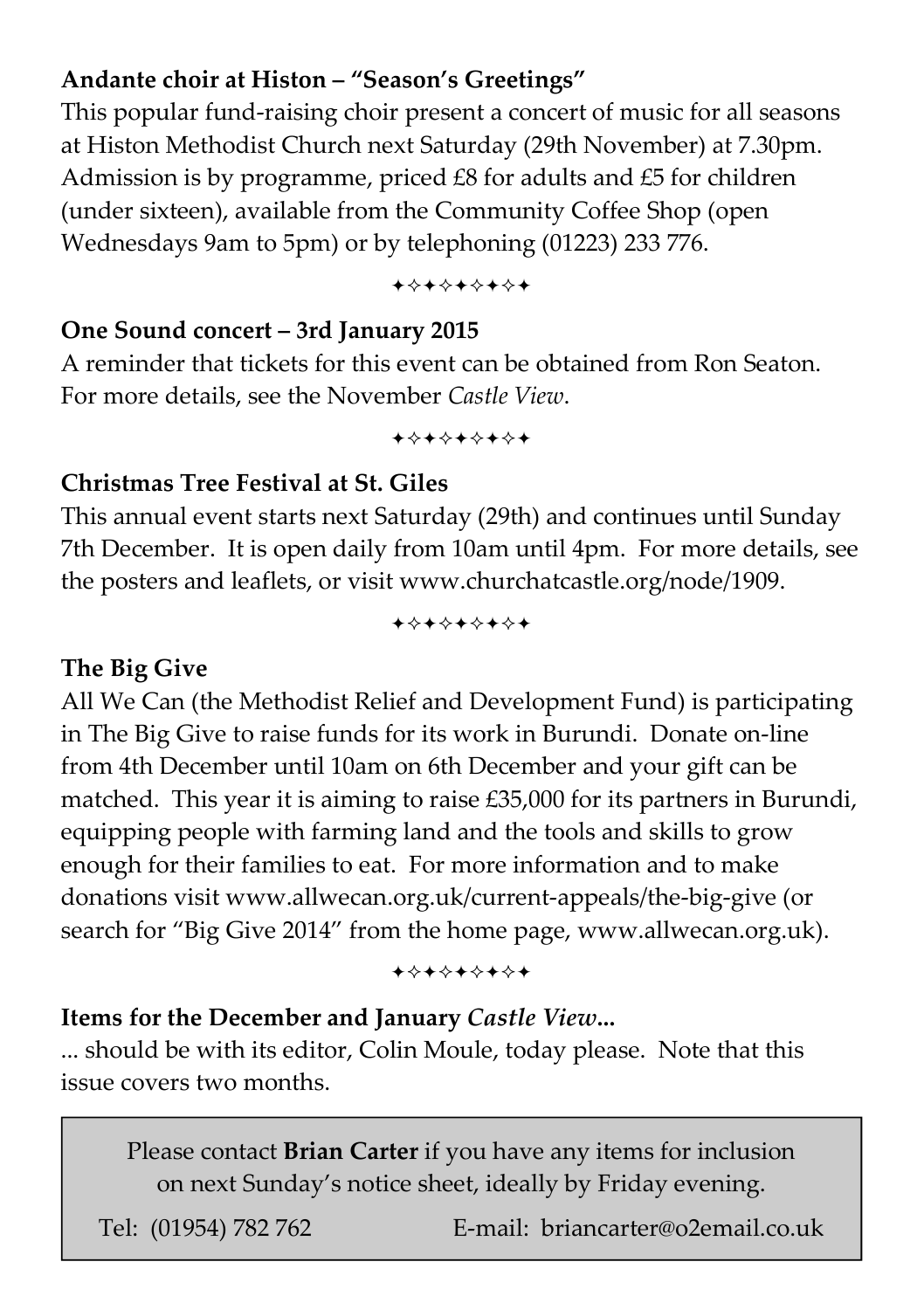**Andante choir at Histon – "Season's Greetings"**

This popular fund-raising choir present a concert of music for all seasons at Histon Methodist Church next Saturday (29th November) at 7.30pm. Admission is by programme, priced £8 for adults and £5 for children (under sixteen), available from the Community Coffee Shop (open Wednesdays 9am to 5pm) or by telephoning (01223) 233 776.

✦✧✦✧✦✧✦✧✦

**One Sound concert – 3rd January 2015**

A reminder that tickets for this event can be obtained from Ron Seaton. For more details, see the November *Castle View*.

✦✧✦✧✦✧✦✧✦

**Christmas Tree Festival at St. Giles**

This annual event starts next Saturday (29th) and continues until Sunday 7th December. It is open daily from 10am until 4pm. For more details, see the posters and leaflets, or visit www.churchatcastle.org/node/1909.

✦✧✦✧✦✧✦✧✦

**The Big Give**

All We Can (the Methodist Relief and Development Fund) is participating in The Big Give to raise funds for its work in Burundi. Donate on-line from 4th December until 10am on 6th December and your gift can be matched. This year it is aiming to raise £35,000 for its partners in Burundi, equipping people with farming land and the tools and skills to grow enough for their families to eat. For more information and to make donations visit www.allwecan.org.uk/current-appeals/the-big-give (or search for "Big Give 2014" from the home page, www.allwecan.org.uk).

✦✧✦✧✦✧✦✧✦

**Items for the December and January *Castle View*...**

... should be with its editor, Colin Moule, today please. Note that this issue covers two months.

Please contact **Brian Carter** if you have any items for inclusion on next Sunday's notice sheet, ideally by Friday evening.

Tel: (01954) 782 762 E-mail: briancarter@o2email.co.uk